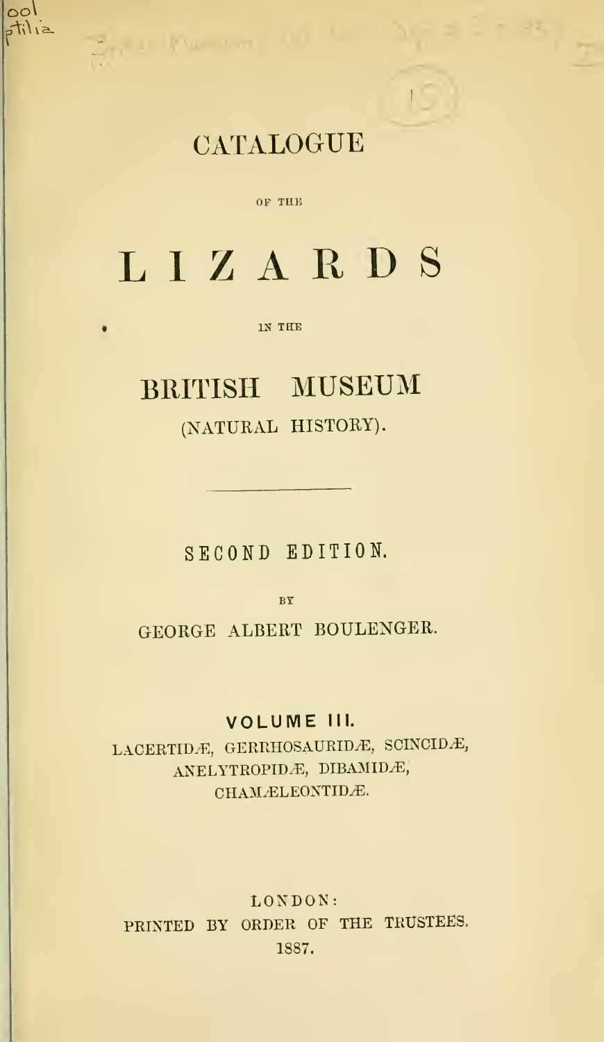# CATALOGUE

OF THE

# LIZARDS

IN THE

## BRITISH MUSEUM

(NATURAL HISTORY).

---

SECOND EDITION.

BY

GEORGE ALBERT BOULENGER.

**VOLUME III.**

LACERTIDÆ, GERRHOSAURIDÆ, SCINCIDÆ,
ANELYTROPIDÆ, DIBAMIDÆ,
CHAMÆLEONTIDÆ.

LONDON:
PRINTED BY ORDER OF THE TRUSTEES.
1887.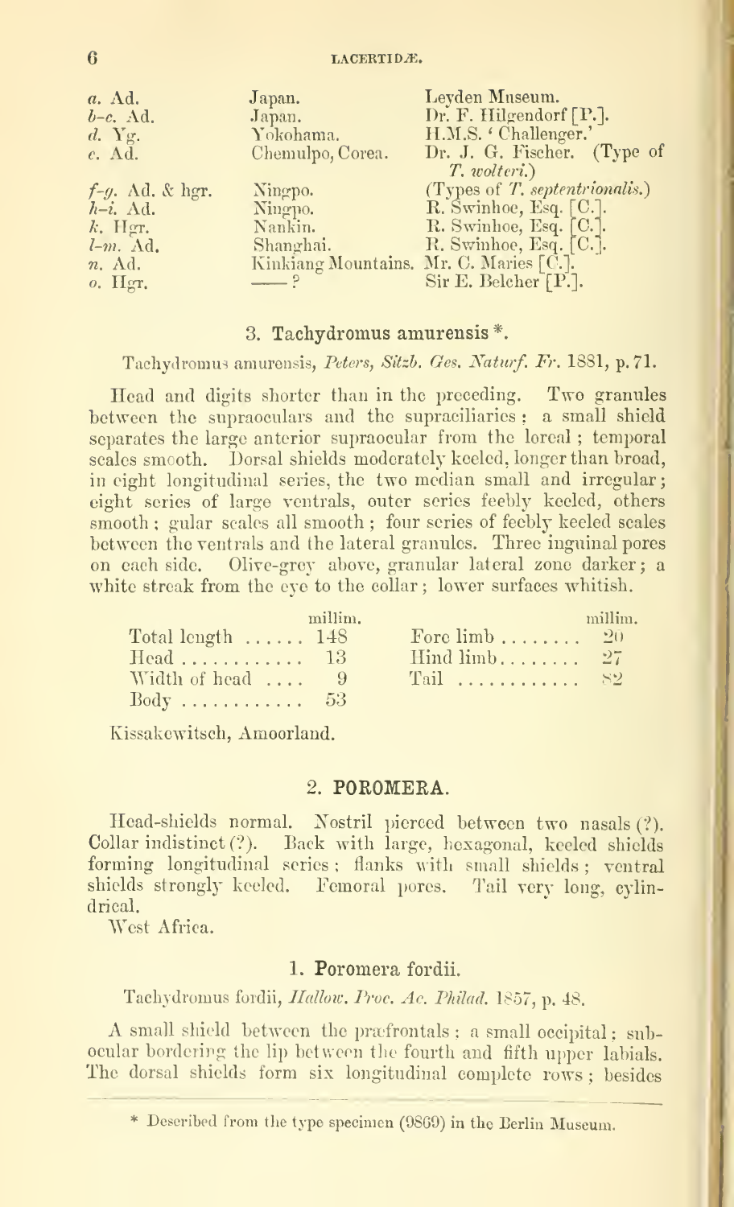| | | |
|---|---|---|
| *a.* Ad. | Japan. | Leyden Museum. |
| *b–c.* Ad. | Japan. | Dr. F. Hilgendorf [P.]. |
| *d.* Yg. | Yokohama. | H.M.S. 'Challenger.' |
| *e.* Ad. | Chemulpo, Corea. | Dr. J. G. Fischer. (Type of *T. wolteri.*) |
| *f–g.* Ad. & hgr. | Ningpo. | (Types of *T. septentrionalis.*) |
| *h–i.* Ad. | Ningpo. | R. Swinhoe, Esq. [C.]. |
| *k.* Hgr. | Nankin. | R. Swinhoe, Esq. [C.]. |
| *l–m.* Ad. | Shanghai. | R. Swinhoe, Esq. [C.]. |
| *n.* Ad. | Kinkiang Mountains. | Mr. C. Maries [C.]. |
| *o.* Hgr. | —— ? | Sir E. Belcher [P.]. |

### 3. Tachydromus amurensis *.

Tachydromus amurensis, *Peters, Sitzb. Ges. Naturf. Fr.* 1881, p. 71.

Head and digits shorter than in the preceding. Two granules between the supraoculars and the supraciliaries; a small shield separates the large anterior supraocular from the loreal; temporal scales smooth. Dorsal shields moderately keeled, longer than broad, in eight longitudinal series, the two median small and irregular; eight series of large ventrals, outer series feebly keeled, others smooth; gular scales all smooth; four series of feebly keeled scales between the ventrals and the lateral granules. Three inguinal pores on each side. Olive-grey above, granular lateral zone darker; a white streak from the eye to the collar; lower surfaces whitish.

| | millim. | | millim. |
|---|---|---|---|
| Total length | 148 | Fore limb | 20 |
| Head | 13 | Hind limb | 27 |
| Width of head | 9 | Tail | 82 |
| Body | 53 | | |

Kissakewitsch, Amoorland.

## 2. POROMERA.

Head-shields normal. Nostril pierced between two nasals (?). Collar indistinct (?). Back with large, hexagonal, keeled shields forming longitudinal series; flanks with small shields; ventral shields strongly keeled. Femoral pores. Tail very long, cylindrical.

West Africa.

### 1. Poromera fordii.

Tachydromus fordii, *Hallow. Proc. Ac. Philad.* 1857, p. 48.

A small shield between the præfrontals; a small occipital; subocular bordering the lip between the fourth and fifth upper labials. The dorsal shields form six longitudinal complete rows; besides

* Described from the type specimen (9869) in the Berlin Museum.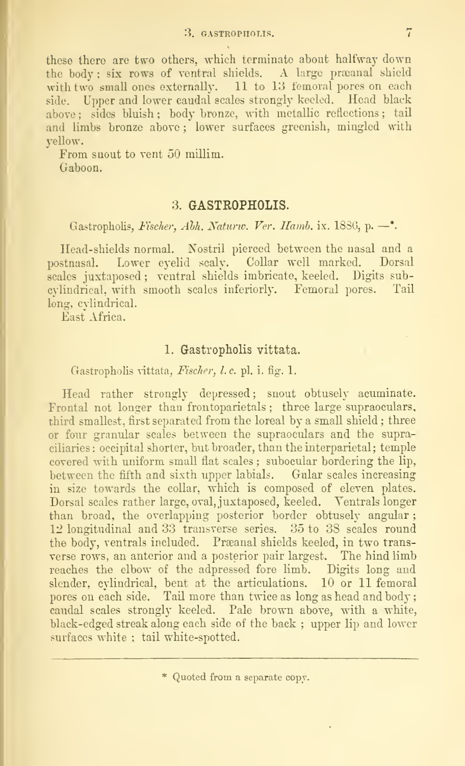these there are two others, which terminate about halfway down the body; six rows of ventral shields. A large præanal shield with two small ones externally. 11 to 13 femoral pores on each side. Upper and lower caudal scales strongly keeled. Head black above; sides bluish; body bronze, with metallic reflections; tail and limbs bronze above; lower surfaces greenish, mingled with yellow.

From snout to vent 50 millim.

Gaboon.

## 3. GASTROPHOLIS.

Gastropholis, *Fischer, Abh. Naturw. Ver. Hamb.* ix. 1886, p. —*.

Head-shields normal. Nostril pierced between the nasal and a postnasal. Lower eyelid scaly. Collar well marked. Dorsal scales juxtaposed; ventral shields imbricate, keeled. Digits subcylindrical, with smooth scales inferiorly. Femoral pores. Tail long, cylindrical.

East Africa.

### 1. Gastropholis vittata.

Gastropholis vittata, *Fischer, l. c.* pl. i. fig. 1.

Head rather strongly depressed; snout obtusely acuminate. Frontal not longer than frontoparietals; three large supraoculars, third smallest, first separated from the loreal by a small shield; three or four granular scales between the supraoculars and the supraciliaries: occipital shorter, but broader, than the interparietal; temple covered with uniform small flat scales; subocular bordering the lip, between the fifth and sixth upper labials. Gular scales increasing in size towards the collar, which is composed of eleven plates. Dorsal scales rather large, oval, juxtaposed, keeled. Ventrals longer than broad, the overlapping posterior border obtusely angular; 12 longitudinal and 33 transverse series. 35 to 38 scales round the body, ventrals included. Præanal shields keeled, in two transverse rows, an anterior and a posterior pair largest. The hind limb reaches the elbow of the adpressed fore limb. Digits long and slender, cylindrical, bent at the articulations. 10 or 11 femoral pores on each side. Tail more than twice as long as head and body; caudal scales strongly keeled. Pale brown above, with a white, black-edged streak along each side of the back; upper lip and lower surfaces white; tail white-spotted.

---

* Quoted from a separate copy.